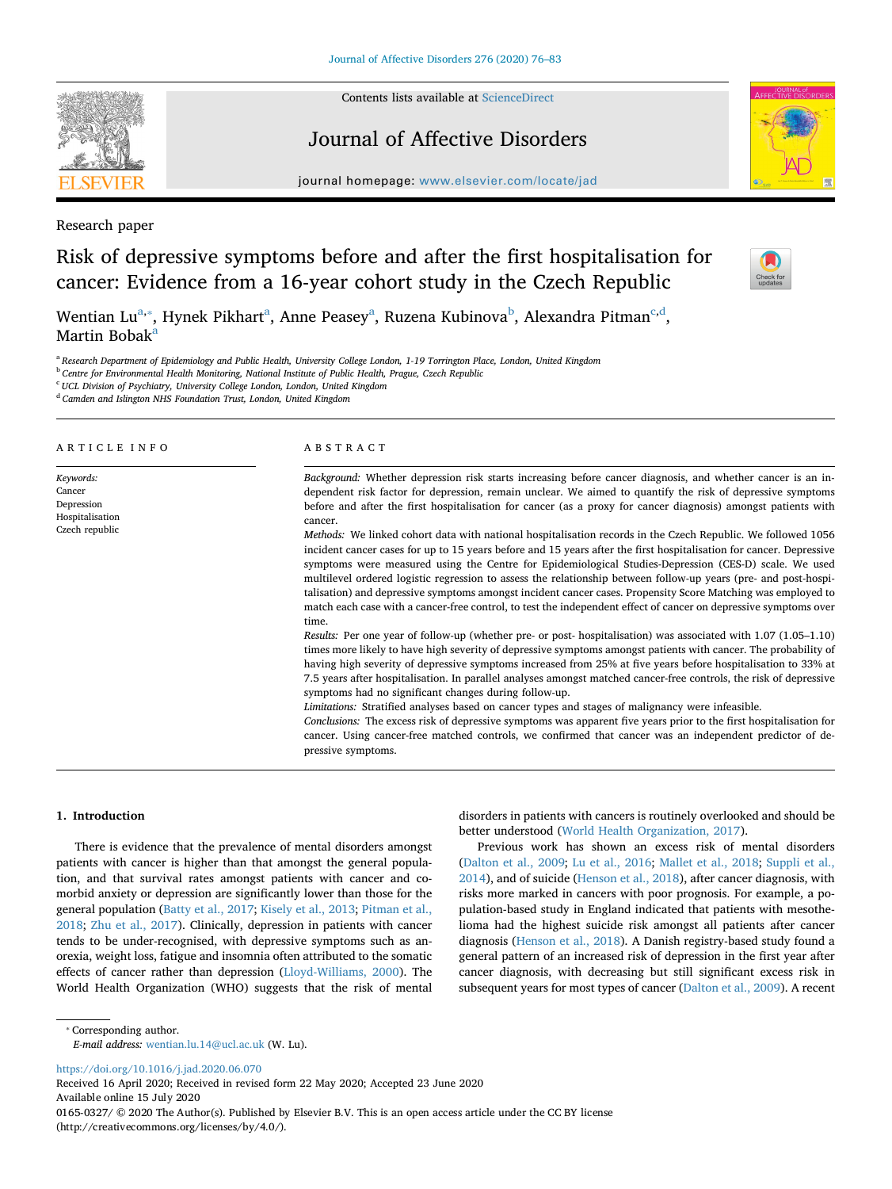Research paper

# Risk of depressive symptoms before and after the first hospitalisation for cancer: Evidence from a 16-year cohort study in the Czech Republic

Wentian Lu[a,*], Hynek Pikhart[a], Anne Peasey[a], Ruzena Kubinova[b], Alexandra Pitman[c,d], Martin Bobak[a]

[a] Research Department of Epidemiology and Public Health, University College London, 1-19 Torrington Place, London, United Kingdom
[b] Centre for Environmental Health Monitoring, National Institute of Public Health, Prague, Czech Republic
[c] UCL Division of Psychiatry, University College London, London, United Kingdom
[d] Camden and Islington NHS Foundation Trust, London, United Kingdom

## ARTICLE INFO

*Keywords:*
Cancer
Depression
Hospitalisation
Czech republic

## ABSTRACT

*Background:* Whether depression risk starts increasing before cancer diagnosis, and whether cancer is an independent risk factor for depression, remain unclear. We aimed to quantify the risk of depressive symptoms before and after the first hospitalisation for cancer (as a proxy for cancer diagnosis) amongst patients with cancer.

*Methods:* We linked cohort data with national hospitalisation records in the Czech Republic. We followed 1056 incident cancer cases for up to 15 years before and 15 years after the first hospitalisation for cancer. Depressive symptoms were measured using the Centre for Epidemiological Studies-Depression (CES-D) scale. We used multilevel ordered logistic regression to assess the relationship between follow-up years (pre- and post-hospitalisation) and depressive symptoms amongst incident cancer cases. Propensity Score Matching was employed to match each case with a cancer-free control, to test the independent effect of cancer on depressive symptoms over time.

*Results:* Per one year of follow-up (whether pre- or post- hospitalisation) was associated with 1.07 (1.05–1.10) times more likely to have high severity of depressive symptoms amongst patients with cancer. The probability of having high severity of depressive symptoms increased from 25% at five years before hospitalisation to 33% at 7.5 years after hospitalisation. In parallel analyses amongst matched cancer-free controls, the risk of depressive symptoms had no significant changes during follow-up.

*Limitations:* Stratified analyses based on cancer types and stages of malignancy were infeasible.

*Conclusions:* The excess risk of depressive symptoms was apparent five years prior to the first hospitalisation for cancer. Using cancer-free matched controls, we confirmed that cancer was an independent predictor of depressive symptoms.

## 1. Introduction

There is evidence that the prevalence of mental disorders amongst patients with cancer is higher than that amongst the general population, and that survival rates amongst patients with cancer and comorbid anxiety or depression are significantly lower than those for the general population (Batty et al., 2017; Kisely et al., 2013; Pitman et al., 2018; Zhu et al., 2017). Clinically, depression in patients with cancer tends to be under-recognised, with depressive symptoms such as anorexia, weight loss, fatigue and insomnia often attributed to the somatic effects of cancer rather than depression (Lloyd-Williams, 2000). The World Health Organization (WHO) suggests that the risk of mental disorders in patients with cancers is routinely overlooked and should be better understood (World Health Organization, 2017).

Previous work has shown an excess risk of mental disorders (Dalton et al., 2009; Lu et al., 2016; Mallet et al., 2018; Suppli et al., 2014), and of suicide (Henson et al., 2018), after cancer diagnosis, with risks more marked in cancers with poor prognosis. For example, a population-based study in England indicated that patients with mesothelioma had the highest suicide risk amongst all patients after cancer diagnosis (Henson et al., 2018). A Danish registry-based study found a general pattern of an increased risk of depression in the first year after cancer diagnosis, with decreasing but still significant excess risk in subsequent years for most types of cancer (Dalton et al., 2009). A recent

* Corresponding author.
*E-mail address:* wentian.lu.14@ucl.ac.uk (W. Lu).

https://doi.org/10.1016/j.jad.2020.06.070
Received 16 April 2020; Received in revised form 22 May 2020; Accepted 23 June 2020
Available online 15 July 2020
0165-0327/ © 2020 The Author(s). Published by Elsevier B.V. This is an open access article under the CC BY license (http://creativecommons.org/licenses/by/4.0/).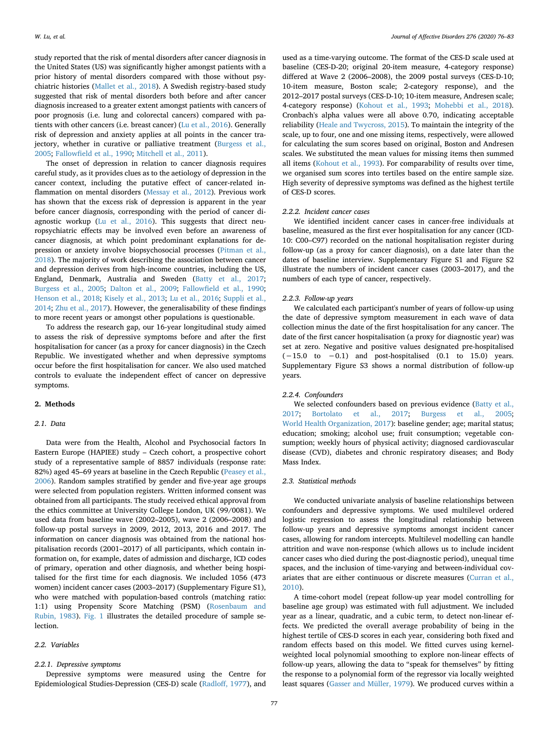study reported that the risk of mental disorders after cancer diagnosis in the United States (US) was significantly higher amongst patients with a prior history of mental disorders compared with those without psychiatric histories (Mallet et al., 2018). A Swedish registry-based study suggested that risk of mental disorders both before and after cancer diagnosis increased to a greater extent amongst patients with cancers of poor prognosis (i.e. lung and colorectal cancers) compared with patients with other cancers (i.e. breast cancer) (Lu et al., 2016). Generally risk of depression and anxiety applies at all points in the cancer trajectory, whether in curative or palliative treatment (Burgess et al., 2005; Fallowfield et al., 1990; Mitchell et al., 2011).

The onset of depression in relation to cancer diagnosis requires careful study, as it provides clues as to the aetiology of depression in the cancer context, including the putative effect of cancer-related inflammation on mental disorders (Messay et al., 2012). Previous work has shown that the excess risk of depression is apparent in the year before cancer diagnosis, corresponding with the period of cancer diagnostic workup (Lu et al., 2016). This suggests that direct neuropsychiatric effects may be involved even before an awareness of cancer diagnosis, at which point predominant explanations for depression or anxiety involve biopsychosocial processes (Pitman et al., 2018). The majority of work describing the association between cancer and depression derives from high-income countries, including the US, England, Denmark, Australia and Sweden (Batty et al., 2017; Burgess et al., 2005; Dalton et al., 2009; Fallowfield et al., 1990; Henson et al., 2018; Kisely et al., 2013; Lu et al., 2016; Suppli et al., 2014; Zhu et al., 2017). However, the generalisability of these findings to more recent years or amongst other populations is questionable.

To address the research gap, our 16-year longitudinal study aimed to assess the risk of depressive symptoms before and after the first hospitalisation for cancer (as a proxy for cancer diagnosis) in the Czech Republic. We investigated whether and when depressive symptoms occur before the first hospitalisation for cancer. We also used matched controls to evaluate the independent effect of cancer on depressive symptoms.

## 2. Methods

### 2.1. Data

Data were from the Health, Alcohol and Psychosocial factors In Eastern Europe (HAPIEE) study – Czech cohort, a prospective cohort study of a representative sample of 8857 individuals (response rate: 82%) aged 45–69 years at baseline in the Czech Republic (Peasey et al., 2006). Random samples stratified by gender and five-year age groups were selected from population registers. Written informed consent was obtained from all participants. The study received ethical approval from the ethics committee at University College London, UK (99/0081). We used data from baseline wave (2002–2005), wave 2 (2006–2008) and follow-up postal surveys in 2009, 2012, 2013, 2016 and 2017. The information on cancer diagnosis was obtained from the national hospitalisation records (2001–2017) of all participants, which contain information on, for example, dates of admission and discharge, ICD codes of primary, operation and other diagnosis, and whether being hospitalised for the first time for each diagnosis. We included 1056 (473 women) incident cancer cases (2003–2017) (Supplementary Figure S1), who were matched with population-based controls (matching ratio: 1:1) using Propensity Score Matching (PSM) (Rosenbaum and Rubin, 1983). Fig. 1 illustrates the detailed procedure of sample selection.

### 2.2. Variables

#### 2.2.1. Depressive symptoms

Depressive symptoms were measured using the Centre for Epidemiological Studies-Depression (CES-D) scale (Radloff, 1977), and used as a time-varying outcome. The format of the CES-D scale used at baseline (CES-D-20; original 20-item measure, 4-category response) differed at Wave 2 (2006–2008), the 2009 postal surveys (CES-D-10; 10-item measure, Boston scale; 2-category response), and the 2012–2017 postal surveys (CES-D-10; 10-item measure, Andresen scale; 4-category response) (Kohout et al., 1993; Mohebbi et al., 2018). Cronbach's alpha values were all above 0.70, indicating acceptable reliability (Heale and Twycross, 2015). To maintain the integrity of the scale, up to four, one and one missing items, respectively, were allowed for calculating the sum scores based on original, Boston and Andresen scales. We substituted the mean values for missing items then summed all items (Kohout et al., 1993). For comparability of results over time, we organised sum scores into tertiles based on the entire sample size. High severity of depressive symptoms was defined as the highest tertile of CES-D scores.

#### 2.2.2. Incident cancer cases

We identified incident cancer cases in cancer-free individuals at baseline, measured as the first ever hospitalisation for any cancer (ICD-10: C00–C97) recorded on the national hospitalisation register during follow-up (as a proxy for cancer diagnosis), on a date later than the dates of baseline interview. Supplementary Figure S1 and Figure S2 illustrate the numbers of incident cancer cases (2003–2017), and the numbers of each type of cancer, respectively.

#### 2.2.3. Follow-up years

We calculated each participant's number of years of follow-up using the date of depressive symptom measurement in each wave of data collection minus the date of the first hospitalisation for any cancer. The date of the first cancer hospitalisation (a proxy for diagnostic year) was set at zero. Negative and positive values designated pre-hospitalised (−15.0 to −0.1) and post-hospitalised (0.1 to 15.0) years. Supplementary Figure S3 shows a normal distribution of follow-up years.

#### 2.2.4. Confounders

We selected confounders based on previous evidence (Batty et al., 2017; Bortolato et al., 2017; Burgess et al., 2005; World Health Organization, 2017): baseline gender; age; marital status; education; smoking; alcohol use; fruit consumption; vegetable consumption; weekly hours of physical activity; diagnosed cardiovascular disease (CVD), diabetes and chronic respiratory diseases; and Body Mass Index.

### 2.3. Statistical methods

We conducted univariate analysis of baseline relationships between confounders and depressive symptoms. We used multilevel ordered logistic regression to assess the longitudinal relationship between follow-up years and depressive symptoms amongst incident cancer cases, allowing for random intercepts. Multilevel modelling can handle attrition and wave non-response (which allows us to include incident cancer cases who died during the post-diagnostic period), unequal time spaces, and the inclusion of time-varying and between-individual covariates that are either continuous or discrete measures (Curran et al., 2010).

A time-cohort model (repeat follow-up year model controlling for baseline age group) was estimated with full adjustment. We included year as a linear, quadratic, and a cubic term, to detect non-linear effects. We predicted the overall average probability of being in the highest tertile of CES-D scores in each year, considering both fixed and random effects based on this model. We fitted curves using kernel-weighted local polynomial smoothing to explore non-linear effects of follow-up years, allowing the data to "speak for themselves" by fitting the response to a polynomial form of the regressor via locally weighted least squares (Gasser and Müller, 1979). We produced curves within a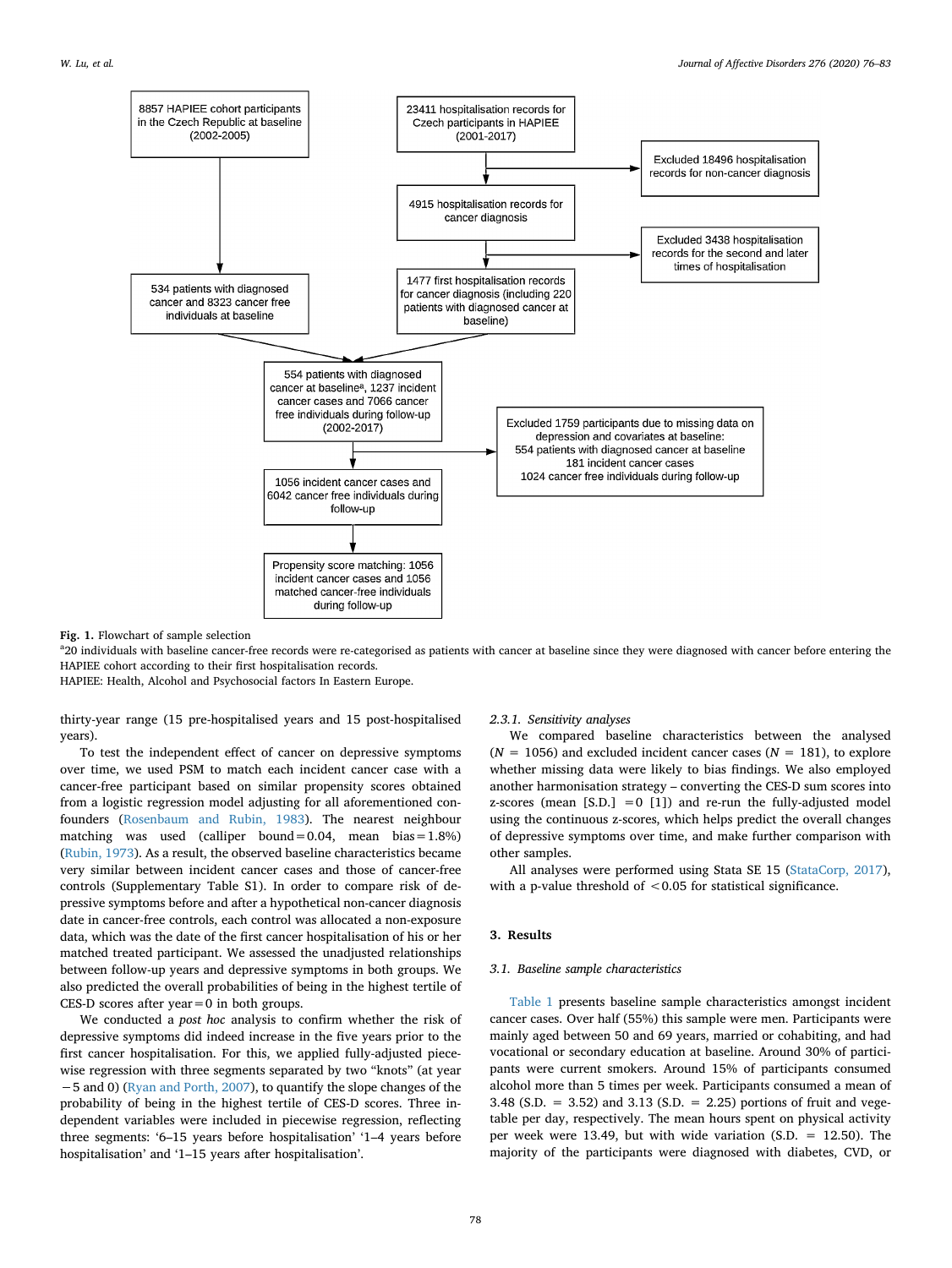**Fig. 1.** Flowchart of sample selection

[a]20 individuals with baseline cancer-free records were re-categorised as patients with cancer at baseline since they were diagnosed with cancer before entering the HAPIEE cohort according to their first hospitalisation records.

HAPIEE: Health, Alcohol and Psychosocial factors In Eastern Europe.

thirty-year range (15 pre-hospitalised years and 15 post-hospitalised years).

To test the independent effect of cancer on depressive symptoms over time, we used PSM to match each incident cancer case with a cancer-free participant based on similar propensity scores obtained from a logistic regression model adjusting for all aforementioned confounders (Rosenbaum and Rubin, 1983). The nearest neighbour matching was used (calliper bound = 0.04, mean bias = 1.8%) (Rubin, 1973). As a result, the observed baseline characteristics became very similar between incident cancer cases and those of cancer-free controls (Supplementary Table S1). In order to compare risk of depressive symptoms before and after a hypothetical non-cancer diagnosis date in cancer-free controls, each control was allocated a non-exposure data, which was the date of the first cancer hospitalisation of his or her matched treated participant. We assessed the unadjusted relationships between follow-up years and depressive symptoms in both groups. We also predicted the overall probabilities of being in the highest tertile of CES-D scores after year = 0 in both groups.

We conducted a *post hoc* analysis to confirm whether the risk of depressive symptoms did indeed increase in the five years prior to the first cancer hospitalisation. For this, we applied fully-adjusted piecewise regression with three segments separated by two "knots" (at year −5 and 0) (Ryan and Porth, 2007), to quantify the slope changes of the probability of being in the highest tertile of CES-D scores. Three independent variables were included in piecewise regression, reflecting three segments: '6–15 years before hospitalisation' '1–4 years before hospitalisation' and '1–15 years after hospitalisation'.

#### 2.3.1. Sensitivity analyses

We compared baseline characteristics between the analysed ($N$ = 1056) and excluded incident cancer cases ($N$ = 181), to explore whether missing data were likely to bias findings. We also employed another harmonisation strategy – converting the CES-D sum scores into z-scores (mean [S.D.] = 0 [1]) and re-run the fully-adjusted model using the continuous z-scores, which helps predict the overall changes of depressive symptoms over time, and make further comparison with other samples.

All analyses were performed using Stata SE 15 (StataCorp, 2017), with a p-value threshold of < 0.05 for statistical significance.

## 3. Results

### 3.1. Baseline sample characteristics

Table 1 presents baseline sample characteristics amongst incident cancer cases. Over half (55%) this sample were men. Participants were mainly aged between 50 and 69 years, married or cohabiting, and had vocational or secondary education at baseline. Around 30% of participants were current smokers. Around 15% of participants consumed alcohol more than 5 times per week. Participants consumed a mean of 3.48 (S.D. = 3.52) and 3.13 (S.D. = 2.25) portions of fruit and vegetable per day, respectively. The mean hours spent on physical activity per week were 13.49, but with wide variation (S.D. = 12.50). The majority of the participants were diagnosed with diabetes, CVD, or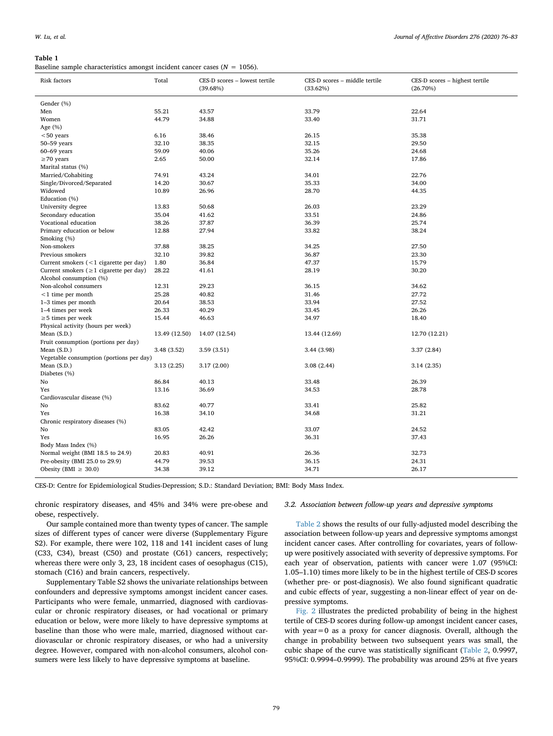**Table 1**
Baseline sample characteristics amongst incident cancer cases ($N = 1056$).

| Risk factors | Total | CES-D scores – lowest tertile (39.68%) | CES-D scores – middle tertile (33.62%) | CES-D scores – highest tertile (26.70%) |
|---|---|---|---|---|
| Gender (%) | | | | |
| Men | 55.21 | 43.57 | 33.79 | 22.64 |
| Women | 44.79 | 34.88 | 33.40 | 31.71 |
| Age (%) | | | | |
| <50 years | 6.16 | 38.46 | 26.15 | 35.38 |
| 50–59 years | 32.10 | 38.35 | 32.15 | 29.50 |
| 60–69 years | 59.09 | 40.06 | 35.26 | 24.68 |
| ≥70 years | 2.65 | 50.00 | 32.14 | 17.86 |
| Marital status (%) | | | | |
| Married/Cohabiting | 74.91 | 43.24 | 34.01 | 22.76 |
| Single/Divorced/Separated | 14.20 | 30.67 | 35.33 | 34.00 |
| Widowed | 10.89 | 26.96 | 28.70 | 44.35 |
| Education (%) | | | | |
| University degree | 13.83 | 50.68 | 26.03 | 23.29 |
| Secondary education | 35.04 | 41.62 | 33.51 | 24.86 |
| Vocational education | 38.26 | 37.87 | 36.39 | 25.74 |
| Primary education or below | 12.88 | 27.94 | 33.82 | 38.24 |
| Smoking (%) | | | | |
| Non-smokers | 37.88 | 38.25 | 34.25 | 27.50 |
| Previous smokers | 32.10 | 39.82 | 36.87 | 23.30 |
| Current smokers (<1 cigarette per day) | 1.80 | 36.84 | 47.37 | 15.79 |
| Current smokers (≥1 cigarette per day) | 28.22 | 41.61 | 28.19 | 30.20 |
| Alcohol consumption (%) | | | | |
| Non-alcohol consumers | 12.31 | 29.23 | 36.15 | 34.62 |
| <1 time per month | 25.28 | 40.82 | 31.46 | 27.72 |
| 1–3 times per month | 20.64 | 38.53 | 33.94 | 27.52 |
| 1–4 times per week | 26.33 | 40.29 | 33.45 | 26.26 |
| ≥5 times per week | 15.44 | 46.63 | 34.97 | 18.40 |
| Physical activity (hours per week) | | | | |
| Mean (S.D.) | 13.49 (12.50) | 14.07 (12.54) | 13.44 (12.69) | 12.70 (12.21) |
| Fruit consumption (portions per day) | | | | |
| Mean (S.D.) | 3.48 (3.52) | 3.59 (3.51) | 3.44 (3.98) | 3.37 (2.84) |
| Vegetable consumption (portions per day) | | | | |
| Mean (S.D.) | 3.13 (2.25) | 3.17 (2.00) | 3.08 (2.44) | 3.14 (2.35) |
| Diabetes (%) | | | | |
| No | 86.84 | 40.13 | 33.48 | 26.39 |
| Yes | 13.16 | 36.69 | 34.53 | 28.78 |
| Cardiovascular disease (%) | | | | |
| No | 83.62 | 40.77 | 33.41 | 25.82 |
| Yes | 16.38 | 34.10 | 34.68 | 31.21 |
| Chronic respiratory diseases (%) | | | | |
| No | 83.05 | 42.42 | 33.07 | 24.52 |
| Yes | 16.95 | 26.26 | 36.31 | 37.43 |
| Body Mass Index (%) | | | | |
| Normal weight (BMI 18.5 to 24.9) | 20.83 | 40.91 | 26.36 | 32.73 |
| Pre-obesity (BMI 25.0 to 29.9) | 44.79 | 39.53 | 36.15 | 24.31 |
| Obesity (BMI ≥ 30.0) | 34.38 | 39.12 | 34.71 | 26.17 |

CES-D: Centre for Epidemiological Studies-Depression; S.D.: Standard Deviation; BMI: Body Mass Index.

chronic respiratory diseases, and 45% and 34% were pre-obese and obese, respectively.

Our sample contained more than twenty types of cancer. The sample sizes of different types of cancer were diverse (Supplementary Figure S2). For example, there were 102, 118 and 141 incident cases of lung (C33, C34), breast (C50) and prostate (C61) cancers, respectively; whereas there were only 3, 23, 18 incident cases of oesophagus (C15), stomach (C16) and brain cancers, respectively.

Supplementary Table S2 shows the univariate relationships between confounders and depressive symptoms amongst incident cancer cases. Participants who were female, unmarried, diagnosed with cardiovascular or chronic respiratory diseases, or had vocational or primary education or below, were more likely to have depressive symptoms at baseline than those who were male, married, diagnosed without cardiovascular or chronic respiratory diseases, or who had a university degree. However, compared with non-alcohol consumers, alcohol consumers were less likely to have depressive symptoms at baseline.

### 3.2. Association between follow-up years and depressive symptoms

Table 2 shows the results of our fully-adjusted model describing the association between follow-up years and depressive symptoms amongst incident cancer cases. After controlling for covariates, years of follow-up were positively associated with severity of depressive symptoms. For each year of observation, patients with cancer were 1.07 (95%CI: 1.05–1.10) times more likely to be in the highest tertile of CES-D scores (whether pre- or post-diagnosis). We also found significant quadratic and cubic effects of year, suggesting a non-linear effect of year on depressive symptoms.

Fig. 2 illustrates the predicted probability of being in the highest tertile of CES-D scores during follow-up amongst incident cancer cases, with year = 0 as a proxy for cancer diagnosis. Overall, although the change in probability between two subsequent years was small, the cubic shape of the curve was statistically significant (Table 2, 0.9997, 95%CI: 0.9994–0.9999). The probability was around 25% at five years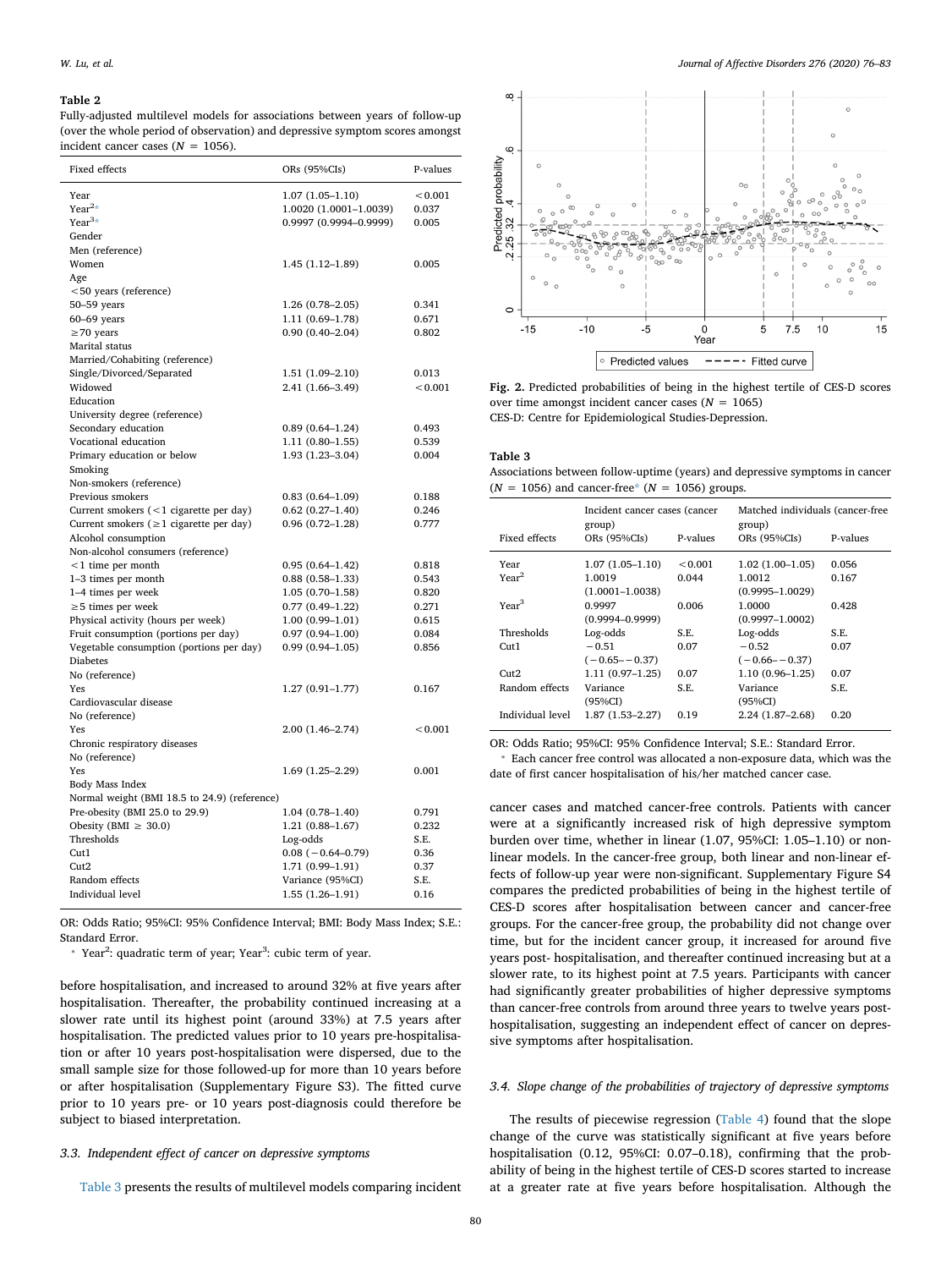**Table 2**

Fully-adjusted multilevel models for associations between years of follow-up (over the whole period of observation) and depressive symptom scores amongst incident cancer cases ($N = 1056$).

| Fixed effects | ORs (95%CIs) | P-values |
|---|---|---|
| Year | 1.07 (1.05–1.10) | <0.001 |
| Year[2]* | 1.0020 (1.0001–1.0039) | 0.037 |
| Year[3]* | 0.9997 (0.9994–0.9999) | 0.005 |
| Gender | | |
| Men (reference) | | |
| Women | 1.45 (1.12–1.89) | 0.005 |
| Age | | |
| <50 years (reference) | | |
| 50–59 years | 1.26 (0.78–2.05) | 0.341 |
| 60–69 years | 1.11 (0.69–1.78) | 0.671 |
| ≥70 years | 0.90 (0.40–2.04) | 0.802 |
| Marital status | | |
| Married/Cohabiting (reference) | | |
| Single/Divorced/Separated | 1.51 (1.09–2.10) | 0.013 |
| Widowed | 2.41 (1.66–3.49) | <0.001 |
| Education | | |
| University degree (reference) | | |
| Secondary education | 0.89 (0.64–1.24) | 0.493 |
| Vocational education | 1.11 (0.80–1.55) | 0.539 |
| Primary education or below | 1.93 (1.23–3.04) | 0.004 |
| Smoking | | |
| Non-smokers (reference) | | |
| Previous smokers | 0.83 (0.64–1.09) | 0.188 |
| Current smokers (<1 cigarette per day) | 0.62 (0.27–1.40) | 0.246 |
| Current smokers (≥1 cigarette per day) | 0.96 (0.72–1.28) | 0.777 |
| Alcohol consumption | | |
| Non-alcohol consumers (reference) | | |
| <1 time per month | 0.95 (0.64–1.42) | 0.818 |
| 1–3 times per month | 0.88 (0.58–1.33) | 0.543 |
| 1–4 times per week | 1.05 (0.70–1.58) | 0.820 |
| ≥5 times per week | 0.77 (0.49–1.22) | 0.271 |
| Physical activity (hours per week) | 1.00 (0.99–1.01) | 0.615 |
| Fruit consumption (portions per day) | 0.97 (0.94–1.00) | 0.084 |
| Vegetable consumption (portions per day) | 0.99 (0.94–1.05) | 0.856 |
| Diabetes | | |
| No (reference) | | |
| Yes | 1.27 (0.91–1.77) | 0.167 |
| Cardiovascular disease | | |
| No (reference) | | |
| Yes | 2.00 (1.46–2.74) | <0.001 |
| Chronic respiratory diseases | | |
| No (reference) | | |
| Yes | 1.69 (1.25–2.29) | 0.001 |
| Body Mass Index | | |
| Normal weight (BMI 18.5 to 24.9) (reference) | | |
| Pre-obesity (BMI 25.0 to 29.9) | 1.04 (0.78–1.40) | 0.791 |
| Obesity (BMI ≥ 30.0) | 1.21 (0.88–1.67) | 0.232 |
| Thresholds | Log-odds | S.E. |
| Cut1 | 0.08 (−0.64–0.79) | 0.36 |
| Cut2 | 1.71 (0.99–1.91) | 0.37 |
| Random effects | Variance (95%CI) | S.E. |
| Individual level | 1.55 (1.26–1.91) | 0.16 |

OR: Odds Ratio; 95%CI: 95% Confidence Interval; BMI: Body Mass Index; S.E.: Standard Error.

* Year[2]: quadratic term of year; Year[3]: cubic term of year.

before hospitalisation, and increased to around 32% at five years after hospitalisation. Thereafter, the probability continued increasing at a slower rate until its highest point (around 33%) at 7.5 years after hospitalisation. The predicted values prior to 10 years pre-hospitalisation or after 10 years post-hospitalisation were dispersed, due to the small sample size for those followed-up for more than 10 years before or after hospitalisation (Supplementary Figure S3). The fitted curve prior to 10 years pre- or 10 years post-diagnosis could therefore be subject to biased interpretation.

### 3.3. Independent effect of cancer on depressive symptoms

Table 3 presents the results of multilevel models comparing incident

**Fig. 2.** Predicted probabilities of being in the highest tertile of CES-D scores over time amongst incident cancer cases ($N = 1065$)
CES-D: Centre for Epidemiological Studies-Depression.

**Table 3**

Associations between follow-uptime (years) and depressive symptoms in cancer ($N = 1056$) and cancer-free* ($N = 1056$) groups.

| Fixed effects | Incident cancer cases (cancer group) ORs (95%CIs) | P-values | Matched individuals (cancer-free group) ORs (95%CIs) | P-values |
|---|---|---|---|---|
| Year | 1.07 (1.05–1.10) | <0.001 | 1.02 (1.00–1.05) | 0.056 |
| Year[2] | 1.0019 (1.0001–1.0038) | 0.044 | 1.0012 (0.9995–1.0029) | 0.167 |
| Year[3] | 0.9997 (0.9994–0.9999) | 0.006 | 1.0000 (0.9997–1.0002) | 0.428 |
| Thresholds | Log-odds | S.E. | Log-odds | S.E. |
| Cut1 | −0.51 (−0.65–−0.37) | 0.07 | −0.52 (−0.66–−0.37) | 0.07 |
| Cut2 | 1.11 (0.97–1.25) | 0.07 | 1.10 (0.96–1.25) | 0.07 |
| Random effects | Variance (95%CI) | S.E. | Variance (95%CI) | S.E. |
| Individual level | 1.87 (1.53–2.27) | 0.19 | 2.24 (1.87–2.68) | 0.20 |

OR: Odds Ratio; 95%CI: 95% Confidence Interval; S.E.: Standard Error.

* Each cancer free control was allocated a non-exposure data, which was the date of first cancer hospitalisation of his/her matched cancer case.

cancer cases and matched cancer-free controls. Patients with cancer were at a significantly increased risk of high depressive symptom burden over time, whether in linear (1.07, 95%CI: 1.05–1.10) or non-linear models. In the cancer-free group, both linear and non-linear effects of follow-up year were non-significant. Supplementary Figure S4 compares the predicted probabilities of being in the highest tertile of CES-D scores after hospitalisation between cancer and cancer-free groups. For the cancer-free group, the probability did not change over time, but for the incident cancer group, it increased for around five years post- hospitalisation, and thereafter continued increasing but at a slower rate, to its highest point at 7.5 years. Participants with cancer had significantly greater probabilities of higher depressive symptoms than cancer-free controls from around three years to twelve years post-hospitalisation, suggesting an independent effect of cancer on depressive symptoms after hospitalisation.

### 3.4. Slope change of the probabilities of trajectory of depressive symptoms

The results of piecewise regression (Table 4) found that the slope change of the curve was statistically significant at five years before hospitalisation (0.12, 95%CI: 0.07–0.18), confirming that the probability of being in the highest tertile of CES-D scores started to increase at a greater rate at five years before hospitalisation. Although the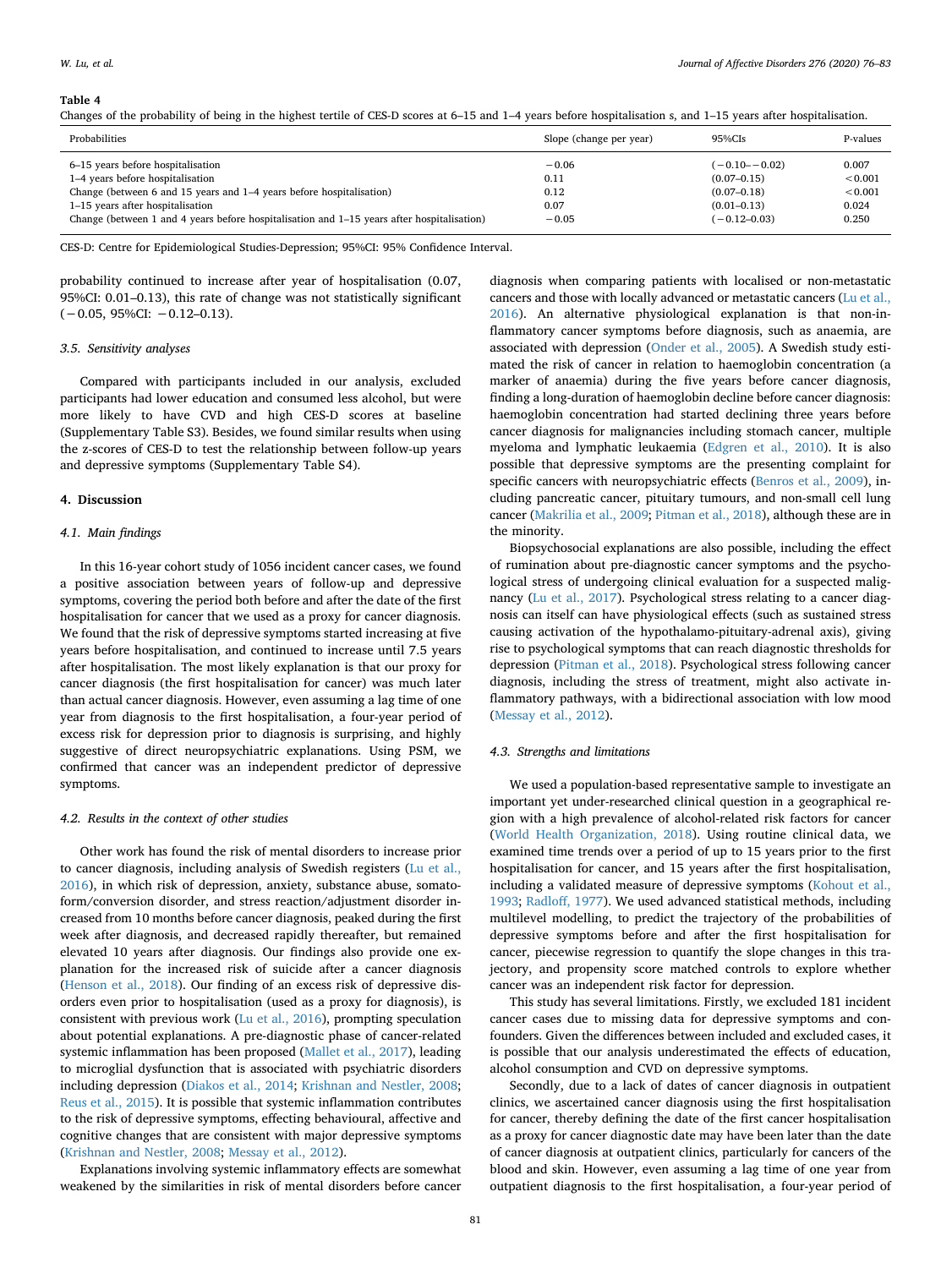**Table 4**

Changes of the probability of being in the highest tertile of CES-D scores at 6–15 and 1–4 years before hospitalisation s, and 1–15 years after hospitalisation.

| Probabilities | Slope (change per year) | 95%CIs | P-values |
|---|---|---|---|
| 6–15 years before hospitalisation | −0.06 | (−0.10– −0.02) | 0.007 |
| 1–4 years before hospitalisation | 0.11 | (0.07–0.15) | <0.001 |
| Change (between 6 and 15 years and 1–4 years before hospitalisation) | 0.12 | (0.07–0.18) | <0.001 |
| 1–15 years after hospitalisation | 0.07 | (0.01–0.13) | 0.024 |
| Change (between 1 and 4 years before hospitalisation and 1–15 years after hospitalisation) | −0.05 | (−0.12–0.03) | 0.250 |

CES-D: Centre for Epidemiological Studies-Depression; 95%CI: 95% Confidence Interval.

probability continued to increase after year of hospitalisation (0.07, 95%CI: 0.01–0.13), this rate of change was not statistically significant (−0.05, 95%CI: −0.12–0.13).

### 3.5. Sensitivity analyses

Compared with participants included in our analysis, excluded participants had lower education and consumed less alcohol, but were more likely to have CVD and high CES-D scores at baseline (Supplementary Table S3). Besides, we found similar results when using the z-scores of CES-D to test the relationship between follow-up years and depressive symptoms (Supplementary Table S4).

## 4. Discussion

### 4.1. Main findings

In this 16-year cohort study of 1056 incident cancer cases, we found a positive association between years of follow-up and depressive symptoms, covering the period both before and after the date of the first hospitalisation for cancer that we used as a proxy for cancer diagnosis. We found that the risk of depressive symptoms started increasing at five years before hospitalisation, and continued to increase until 7.5 years after hospitalisation. The most likely explanation is that our proxy for cancer diagnosis (the first hospitalisation for cancer) was much later than actual cancer diagnosis. However, even assuming a lag time of one year from diagnosis to the first hospitalisation, a four-year period of excess risk for depression prior to diagnosis is surprising, and highly suggestive of direct neuropsychiatric explanations. Using PSM, we confirmed that cancer was an independent predictor of depressive symptoms.

### 4.2. Results in the context of other studies

Other work has found the risk of mental disorders to increase prior to cancer diagnosis, including analysis of Swedish registers (Lu et al., 2016), in which risk of depression, anxiety, substance abuse, somatoform/conversion disorder, and stress reaction/adjustment disorder increased from 10 months before cancer diagnosis, peaked during the first week after diagnosis, and decreased rapidly thereafter, but remained elevated 10 years after diagnosis. Our findings also provide one explanation for the increased risk of suicide after a cancer diagnosis (Henson et al., 2018). Our finding of an excess risk of depressive disorders even prior to hospitalisation (used as a proxy for diagnosis), is consistent with previous work (Lu et al., 2016), prompting speculation about potential explanations. A pre-diagnostic phase of cancer-related systemic inflammation has been proposed (Mallet et al., 2017), leading to microglial dysfunction that is associated with psychiatric disorders including depression (Diakos et al., 2014; Krishnan and Nestler, 2008; Reus et al., 2015). It is possible that systemic inflammation contributes to the risk of depressive symptoms, effecting behavioural, affective and cognitive changes that are consistent with major depressive symptoms (Krishnan and Nestler, 2008; Messay et al., 2012).

Explanations involving systemic inflammatory effects are somewhat weakened by the similarities in risk of mental disorders before cancer diagnosis when comparing patients with localised or non-metastatic cancers and those with locally advanced or metastatic cancers (Lu et al., 2016). An alternative physiological explanation is that non-inflammatory cancer symptoms before diagnosis, such as anaemia, are associated with depression (Onder et al., 2005). A Swedish study estimated the risk of cancer in relation to haemoglobin concentration (a marker of anaemia) during the five years before cancer diagnosis, finding a long-duration of haemoglobin decline before cancer diagnosis: haemoglobin concentration had started declining three years before cancer diagnosis for malignancies including stomach cancer, multiple myeloma and lymphatic leukaemia (Edgren et al., 2010). It is also possible that depressive symptoms are the presenting complaint for specific cancers with neuropsychiatric effects (Benros et al., 2009), including pancreatic cancer, pituitary tumours, and non-small cell lung cancer (Makrilia et al., 2009; Pitman et al., 2018), although these are in the minority.

Biopsychosocial explanations are also possible, including the effect of rumination about pre-diagnostic cancer symptoms and the psychological stress of undergoing clinical evaluation for a suspected malignancy (Lu et al., 2017). Psychological stress relating to a cancer diagnosis can itself can have physiological effects (such as sustained stress causing activation of the hypothalamo-pituitary-adrenal axis), giving rise to psychological symptoms that can reach diagnostic thresholds for depression (Pitman et al., 2018). Psychological stress following cancer diagnosis, including the stress of treatment, might also activate inflammatory pathways, with a bidirectional association with low mood (Messay et al., 2012).

### 4.3. Strengths and limitations

We used a population-based representative sample to investigate an important yet under-researched clinical question in a geographical region with a high prevalence of alcohol-related risk factors for cancer (World Health Organization, 2018). Using routine clinical data, we examined time trends over a period of up to 15 years prior to the first hospitalisation for cancer, and 15 years after the first hospitalisation, including a validated measure of depressive symptoms (Kohout et al., 1993; Radloff, 1977). We used advanced statistical methods, including multilevel modelling, to predict the trajectory of the probabilities of depressive symptoms before and after the first hospitalisation for cancer, piecewise regression to quantify the slope changes in this trajectory, and propensity score matched controls to explore whether cancer was an independent risk factor for depression.

This study has several limitations. Firstly, we excluded 181 incident cancer cases due to missing data for depressive symptoms and confounders. Given the differences between included and excluded cases, it is possible that our analysis underestimated the effects of education, alcohol consumption and CVD on depressive symptoms.

Secondly, due to a lack of dates of cancer diagnosis in outpatient clinics, we ascertained cancer diagnosis using the first hospitalisation for cancer, thereby defining the date of the first cancer hospitalisation as a proxy for cancer diagnostic date may have been later than the date of cancer diagnosis at outpatient clinics, particularly for cancers of the blood and skin. However, even assuming a lag time of one year from outpatient diagnosis to the first hospitalisation, a four-year period of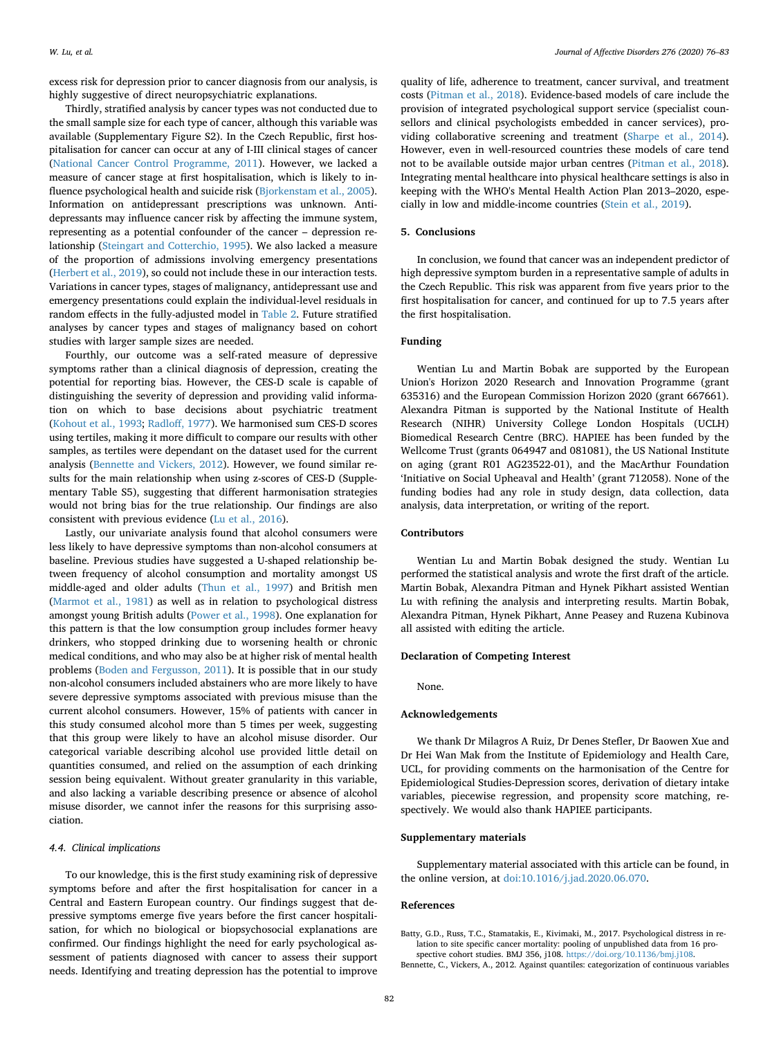excess risk for depression prior to cancer diagnosis from our analysis, is highly suggestive of direct neuropsychiatric explanations.

Thirdly, stratified analysis by cancer types was not conducted due to the small sample size for each type of cancer, although this variable was available (Supplementary Figure S2). In the Czech Republic, first hospitalisation for cancer can occur at any of I-III clinical stages of cancer (National Cancer Control Programme, 2011). However, we lacked a measure of cancer stage at first hospitalisation, which is likely to influence psychological health and suicide risk (Bjorkenstam et al., 2005). Information on antidepressant prescriptions was unknown. Antidepressants may influence cancer risk by affecting the immune system, representing as a potential confounder of the cancer – depression relationship (Steingart and Cotterchio, 1995). We also lacked a measure of the proportion of admissions involving emergency presentations (Herbert et al., 2019), so could not include these in our interaction tests. Variations in cancer types, stages of malignancy, antidepressant use and emergency presentations could explain the individual-level residuals in random effects in the fully-adjusted model in Table 2. Future stratified analyses by cancer types and stages of malignancy based on cohort studies with larger sample sizes are needed.

Fourthly, our outcome was a self-rated measure of depressive symptoms rather than a clinical diagnosis of depression, creating the potential for reporting bias. However, the CES-D scale is capable of distinguishing the severity of depression and providing valid information on which to base decisions about psychiatric treatment (Kohout et al., 1993; Radloff, 1977). We harmonised sum CES-D scores using tertiles, making it more difficult to compare our results with other samples, as tertiles were dependant on the dataset used for the current analysis (Bennette and Vickers, 2012). However, we found similar results for the main relationship when using z-scores of CES-D (Supplementary Table S5), suggesting that different harmonisation strategies would not bring bias for the true relationship. Our findings are also consistent with previous evidence (Lu et al., 2016).

Lastly, our univariate analysis found that alcohol consumers were less likely to have depressive symptoms than non-alcohol consumers at baseline. Previous studies have suggested a U-shaped relationship between frequency of alcohol consumption and mortality amongst US middle-aged and older adults (Thun et al., 1997) and British men (Marmot et al., 1981) as well as in relation to psychological distress amongst young British adults (Power et al., 1998). One explanation for this pattern is that the low consumption group includes former heavy drinkers, who stopped drinking due to worsening health or chronic medical conditions, and who may also be at higher risk of mental health problems (Boden and Fergusson, 2011). It is possible that in our study non-alcohol consumers included abstainers who are more likely to have severe depressive symptoms associated with previous misuse than the current alcohol consumers. However, 15% of patients with cancer in this study consumed alcohol more than 5 times per week, suggesting that this group were likely to have an alcohol misuse disorder. Our categorical variable describing alcohol use provided little detail on quantities consumed, and relied on the assumption of each drinking session being equivalent. Without greater granularity in this variable, and also lacking a variable describing presence or absence of alcohol misuse disorder, we cannot infer the reasons for this surprising association.

### 4.4. Clinical implications

To our knowledge, this is the first study examining risk of depressive symptoms before and after the first hospitalisation for cancer in a Central and Eastern European country. Our findings suggest that depressive symptoms emerge five years before the first cancer hospitalisation, for which no biological or biopsychosocial explanations are confirmed. Our findings highlight the need for early psychological assessment of patients diagnosed with cancer to assess their support needs. Identifying and treating depression has the potential to improve quality of life, adherence to treatment, cancer survival, and treatment costs (Pitman et al., 2018). Evidence-based models of care include the provision of integrated psychological support service (specialist counsellors and clinical psychologists embedded in cancer services), providing collaborative screening and treatment (Sharpe et al., 2014). However, even in well-resourced countries these models of care tend not to be available outside major urban centres (Pitman et al., 2018). Integrating mental healthcare into physical healthcare settings is also in keeping with the WHO's Mental Health Action Plan 2013–2020, especially in low and middle-income countries (Stein et al., 2019).

## 5. Conclusions

In conclusion, we found that cancer was an independent predictor of high depressive symptom burden in a representative sample of adults in the Czech Republic. This risk was apparent from five years prior to the first hospitalisation for cancer, and continued for up to 7.5 years after the first hospitalisation.

## Funding

Wentian Lu and Martin Bobak are supported by the European Union's Horizon 2020 Research and Innovation Programme (grant 635316) and the European Commission Horizon 2020 (grant 667661). Alexandra Pitman is supported by the National Institute of Health Research (NIHR) University College London Hospitals (UCLH) Biomedical Research Centre (BRC). HAPIEE has been funded by the Wellcome Trust (grants 064947 and 081081), the US National Institute on aging (grant R01 AG23522-01), and the MacArthur Foundation 'Initiative on Social Upheaval and Health' (grant 712058). None of the funding bodies had any role in study design, data collection, data analysis, data interpretation, or writing of the report.

## Contributors

Wentian Lu and Martin Bobak designed the study. Wentian Lu performed the statistical analysis and wrote the first draft of the article. Martin Bobak, Alexandra Pitman and Hynek Pikhart assisted Wentian Lu with refining the analysis and interpreting results. Martin Bobak, Alexandra Pitman, Hynek Pikhart, Anne Peasey and Ruzena Kubinova all assisted with editing the article.

## Declaration of Competing Interest

None.

## Acknowledgements

We thank Dr Milagros A Ruiz, Dr Denes Stefler, Dr Baowen Xue and Dr Hei Wan Mak from the Institute of Epidemiology and Health Care, UCL, for providing comments on the harmonisation of the Centre for Epidemiological Studies-Depression scores, derivation of dietary intake variables, piecewise regression, and propensity score matching, respectively. We would also thank HAPIEE participants.

## Supplementary materials

Supplementary material associated with this article can be found, in the online version, at doi:10.1016/j.jad.2020.06.070.

## References

Batty, G.D., Russ, T.C., Stamatakis, E., Kivimaki, M., 2017. Psychological distress in relation to site specific cancer mortality: pooling of unpublished data from 16 prospective cohort studies. BMJ 356, j108. https://doi.org/10.1136/bmj.j108.

Bennette, C., Vickers, A., 2012. Against quantiles: categorization of continuous variables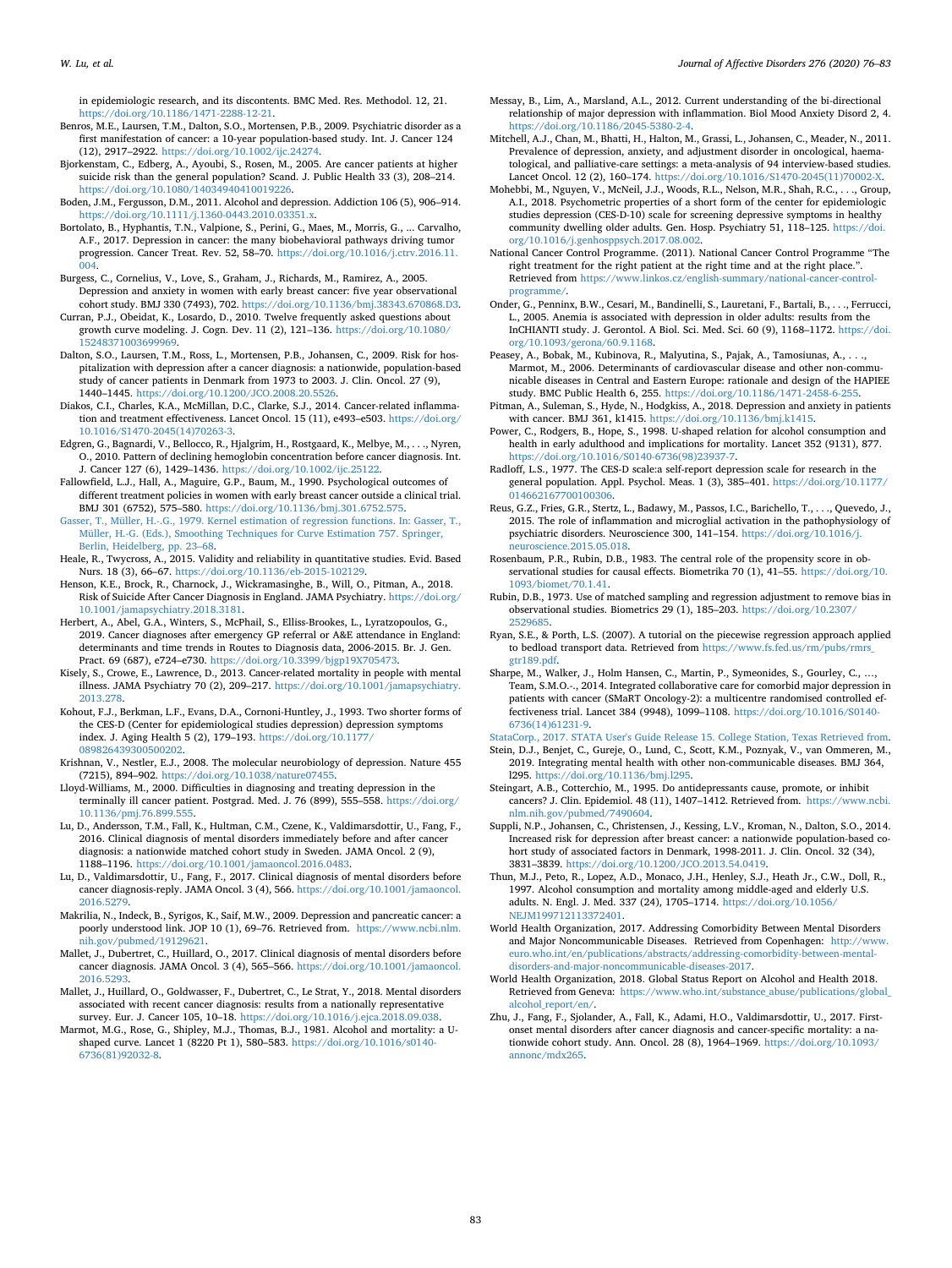in epidemiologic research, and its discontents. BMC Med. Res. Methodol. 12, 21. https://doi.org/10.1186/1471-2288-12-21.

Benros, M.E., Laursen, T.M., Dalton, S.O., Mortensen, P.B., 2009. Psychiatric disorder as a first manifestation of cancer: a 10-year population-based study. Int. J. Cancer 124 (12), 2917–2922. https://doi.org/10.1002/ijc.24274.

Bjorkenstam, C., Edberg, A., Ayoubi, S., Rosen, M., 2005. Are cancer patients at higher suicide risk than the general population? Scand. J. Public Health 33 (3), 208–214. https://doi.org/10.1080/14034940410019226.

Boden, J.M., Fergusson, D.M., 2011. Alcohol and depression. Addiction 106 (5), 906–914. https://doi.org/10.1111/j.1360-0443.2010.03351.x.

Bortolato, B., Hyphantis, T.N., Valpione, S., Perini, G., Maes, M., Morris, G., ... Carvalho, A.F., 2017. Depression in cancer: the many biobehavioral pathways driving tumor progression. Cancer Treat. Rev. 52, 58–70. https://doi.org/10.1016/j.ctrv.2016.11.004.

Burgess, C., Cornelius, V., Love, S., Graham, J., Richards, M., Ramirez, A., 2005. Depression and anxiety in women with early breast cancer: five year observational cohort study. BMJ 330 (7493), 702. https://doi.org/10.1136/bmj.38343.670868.D3.

Curran, P.J., Obeidat, K., Losardo, D., 2010. Twelve frequently asked questions about growth curve modeling. J. Cogn. Dev. 11 (2), 121–136. https://doi.org/10.1080/15248371003699969.

Dalton, S.O., Laursen, T.M., Ross, L., Mortensen, P.B., Johansen, C., 2009. Risk for hospitalization with depression after a cancer diagnosis: a nationwide, population-based study of cancer patients in Denmark from 1973 to 2003. J. Clin. Oncol. 27 (9), 1440–1445. https://doi.org/10.1200/JCO.2008.20.5526.

Diakos, C.I., Charles, K.A., McMillan, D.C., Clarke, S.J., 2014. Cancer-related inflammation and treatment effectiveness. Lancet Oncol. 15 (11), e493–e503. https://doi.org/10.1016/S1470-2045(14)70263-3.

Edgren, G., Bagnardi, V., Bellocco, R., Hjalgrim, H., Rostgaard, K., Melbye, M., . . ., Nyren, O., 2010. Pattern of declining hemoglobin concentration before cancer diagnosis. Int. J. Cancer 127 (6), 1429–1436. https://doi.org/10.1002/ijc.25122.

Fallowfield, L.J., Hall, A., Maguire, G.P., Baum, M., 1990. Psychological outcomes of different treatment policies in women with early breast cancer outside a clinical trial. BMJ 301 (6752), 575–580. https://doi.org/10.1136/bmj.301.6752.575.

Gasser, T., Müller, H.-.G., 1979. Kernel estimation of regression functions. In: Gasser, T., Müller, H.-G. (Eds.), Smoothing Techniques for Curve Estimation 757. Springer, Berlin, Heidelberg, pp. 23–68.

Heale, R., Twycross, A., 2015. Validity and reliability in quantitative studies. Evid. Based Nurs. 18 (3), 66–67. https://doi.org/10.1136/eb-2015-102129.

Henson, K.E., Brock, R., Charnock, J., Wickramasinghe, B., Will, O., Pitman, A., 2018. Risk of Suicide After Cancer Diagnosis in England. JAMA Psychiatry. https://doi.org/10.1001/jamapsychiatry.2018.3181.

Herbert, A., Abel, G.A., Winters, S., McPhail, S., Elliss-Brookes, L., Lyratzopoulos, G., 2019. Cancer diagnoses after emergency GP referral or A&E attendance in England: determinants and time trends in Routes to Diagnosis data, 2006-2015. Br. J. Gen. Pract. 69 (687), e724–e730. https://doi.org/10.3399/bjgp19X705473.

Kisely, S., Crowe, E., Lawrence, D., 2013. Cancer-related mortality in people with mental illness. JAMA Psychiatry 70 (2), 209–217. https://doi.org/10.1001/jamapsychiatry.2013.278.

Kohout, F.J., Berkman, L.F., Evans, D.A., Cornoni-Huntley, J., 1993. Two shorter forms of the CES-D (Center for epidemiological studies depression) depression symptoms index. J. Aging Health 5 (2), 179–193. https://doi.org/10.1177/089826439300500202.

Krishnan, V., Nestler, E.J., 2008. The molecular neurobiology of depression. Nature 455 (7215), 894–902. https://doi.org/10.1038/nature07455.

Lloyd-Williams, M., 2000. Difficulties in diagnosing and treating depression in the terminally ill cancer patient. Postgrad. Med. J. 76 (899), 555–558. https://doi.org/10.1136/pmj.76.899.555.

Lu, D., Andersson, T.M., Fall, K., Hultman, C.M., Czene, K., Valdimarsdottir, U., Fang, F., 2016. Clinical diagnosis of mental disorders immediately before and after cancer diagnosis: a nationwide matched cohort study in Sweden. JAMA Oncol. 2 (9), 1188–1196. https://doi.org/10.1001/jamaoncol.2016.0483.

Lu, D., Valdimarsdottir, U., Fang, F., 2017. Clinical diagnosis of mental disorders before cancer diagnosis-reply. JAMA Oncol. 3 (4), 566. https://doi.org/10.1001/jamaoncol.2016.5279.

Makrilia, N., Indeck, B., Syrigos, K., Saif, M.W., 2009. Depression and pancreatic cancer: a poorly understood link. JOP 10 (1), 69–76. Retrieved from. https://www.ncbi.nlm.nih.gov/pubmed/19129621.

Mallet, J., Dubertret, C., Huillard, O., 2017. Clinical diagnosis of mental disorders before cancer diagnosis. JAMA Oncol. 3 (4), 565–566. https://doi.org/10.1001/jamaoncol.2016.5293.

Mallet, J., Huillard, O., Goldwasser, F., Dubertret, C., Le Strat, Y., 2018. Mental disorders associated with recent cancer diagnosis: results from a nationally representative survey. Eur. J. Cancer 105, 10–18. https://doi.org/10.1016/j.ejca.2018.09.038.

Marmot, M.G., Rose, G., Shipley, M.J., Thomas, B.J., 1981. Alcohol and mortality: a U-shaped curve. Lancet 1 (8220 Pt 1), 580–583. https://doi.org/10.1016/s0140-6736(81)92032-8.

Messay, B., Lim, A., Marsland, A.L., 2012. Current understanding of the bi-directional relationship of major depression with inflammation. Biol Mood Anxiety Disord 2, 4. https://doi.org/10.1186/2045-5380-2-4.

Mitchell, A.J., Chan, M., Bhatti, H., Halton, M., Grassi, L., Johansen, C., Meader, N., 2011. Prevalence of depression, anxiety, and adjustment disorder in oncological, haematological, and palliative-care settings: a meta-analysis of 94 interview-based studies. Lancet Oncol. 12 (2), 160–174. https://doi.org/10.1016/S1470-2045(11)70002-X.

Mohebbi, M., Nguyen, V., McNeil, J.J., Woods, R.L., Nelson, M.R., Shah, R.C., . . ., Group, A.I., 2018. Psychometric properties of a short form of the center for epidemiologic studies depression (CES-D-10) scale for screening depressive symptoms in healthy community dwelling older adults. Gen. Hosp. Psychiatry 51, 118–125. https://doi.org/10.1016/j.genhosppsych.2017.08.002.

National Cancer Control Programme. (2011). National Cancer Control Programme "The right treatment for the right patient at the right time and at the right place.". Retrieved from https://www.linkos.cz/english-summary/national-cancer-control-programme/.

Onder, G., Penninx, B.W., Cesari, M., Bandinelli, S., Lauretani, F., Bartali, B., . . ., Ferrucci, L., 2005. Anemia is associated with depression in older adults: results from the InCHIANTI study. J. Gerontol. A Biol. Sci. Med. Sci. 60 (9), 1168–1172. https://doi.org/10.1093/gerona/60.9.1168.

Peasey, A., Bobak, M., Kubinova, R., Malyutina, S., Pajak, A., Tamosiunas, A., . . ., Marmot, M., 2006. Determinants of cardiovascular disease and other non-communicable diseases in Central and Eastern Europe: rationale and design of the HAPIEE study. BMC Public Health 6, 255. https://doi.org/10.1186/1471-2458-6-255.

Pitman, A., Suleman, S., Hyde, N., Hodgkiss, A., 2018. Depression and anxiety in patients with cancer. BMJ 361, k1415. https://doi.org/10.1136/bmj.k1415.

Power, C., Rodgers, B., Hope, S., 1998. U-shaped relation for alcohol consumption and health in early adulthood and implications for mortality. Lancet 352 (9131), 877. https://doi.org/10.1016/S0140-6736(98)23937-7.

Radloff, L.S., 1977. The CES-D scale:a self-report depression scale for research in the general population. Appl. Psychol. Meas. 1 (3), 385–401. https://doi.org/10.1177/014662167700100306.

Reus, G.Z., Fries, G.R., Stertz, L., Badawy, M., Passos, I.C., Barichello, T., . . ., Quevedo, J., 2015. The role of inflammation and microglial activation in the pathophysiology of psychiatric disorders. Neuroscience 300, 141–154. https://doi.org/10.1016/j.neuroscience.2015.05.018.

Rosenbaum, P.R., Rubin, D.B., 1983. The central role of the propensity score in observational studies for causal effects. Biometrika 70 (1), 41–55. https://doi.org/10.1093/biomet/70.1.41.

Rubin, D.B., 1973. Use of matched sampling and regression adjustment to remove bias in observational studies. Biometrics 29 (1), 185–203. https://doi.org/10.2307/2529685.

Ryan, S.E., & Porth, L.S. (2007). A tutorial on the piecewise regression approach applied to bedload transport data. Retrieved from https://www.fs.fed.us/rm/pubs/rmrs_gtr189.pdf.

Sharpe, M., Walker, J., Holm Hansen, C., Martin, P., Symeonides, S., Gourley, C., ..., Team, S.M.O.-., 2014. Integrated collaborative care for comorbid major depression in patients with cancer (SMaRT Oncology-2): a multicentre randomised controlled effectiveness trial. Lancet 384 (9948), 1099–1108. https://doi.org/10.1016/S0140-6736(14)61231-9.

StataCorp., 2017. STATA User's Guide Release 15. College Station, Texas Retrieved from.

Stein, D.J., Benjet, C., Gureje, O., Lund, C., Scott, K.M., Poznyak, V., van Ommeren, M., 2019. Integrating mental health with other non-communicable diseases. BMJ 364, l295. https://doi.org/10.1136/bmj.l295.

Steingart, A.B., Cotterchio, M., 1995. Do antidepressants cause, promote, or inhibit cancers? J. Clin. Epidemiol. 48 (11), 1407–1412. Retrieved from. https://www.ncbi.nlm.nih.gov/pubmed/7490604.

Suppli, N.P., Johansen, C., Christensen, J., Kessing, L.V., Kroman, N., Dalton, S.O., 2014. Increased risk for depression after breast cancer: a nationwide population-based cohort study of associated factors in Denmark, 1998-2011. J. Clin. Oncol. 32 (34), 3831–3839. https://doi.org/10.1200/JCO.2013.54.0419.

Thun, M.J., Peto, R., Lopez, A.D., Monaco, J.H., Henley, S.J., Heath Jr., C.W., Doll, R., 1997. Alcohol consumption and mortality among middle-aged and elderly U.S. adults. N. Engl. J. Med. 337 (24), 1705–1714. https://doi.org/10.1056/NEJM199712113372401.

World Health Organization, 2017. Addressing Comorbidity Between Mental Disorders and Major Noncommunicable Diseases. Retrieved from Copenhagen: http://www.euro.who.int/en/publications/abstracts/addressing-comorbidity-between-mental-disorders-and-major-noncommunicable-diseases-2017.

World Health Organization, 2018. Global Status Report on Alcohol and Health 2018. Retrieved from Geneva: https://www.who.int/substance_abuse/publications/global_alcohol_report/en/.

Zhu, J., Fang, F., Sjolander, A., Fall, K., Adami, H.O., Valdimarsdottir, U., 2017. First-onset mental disorders after cancer diagnosis and cancer-specific mortality: a nationwide cohort study. Ann. Oncol. 28 (8), 1964–1969. https://doi.org/10.1093/annonc/mdx265.